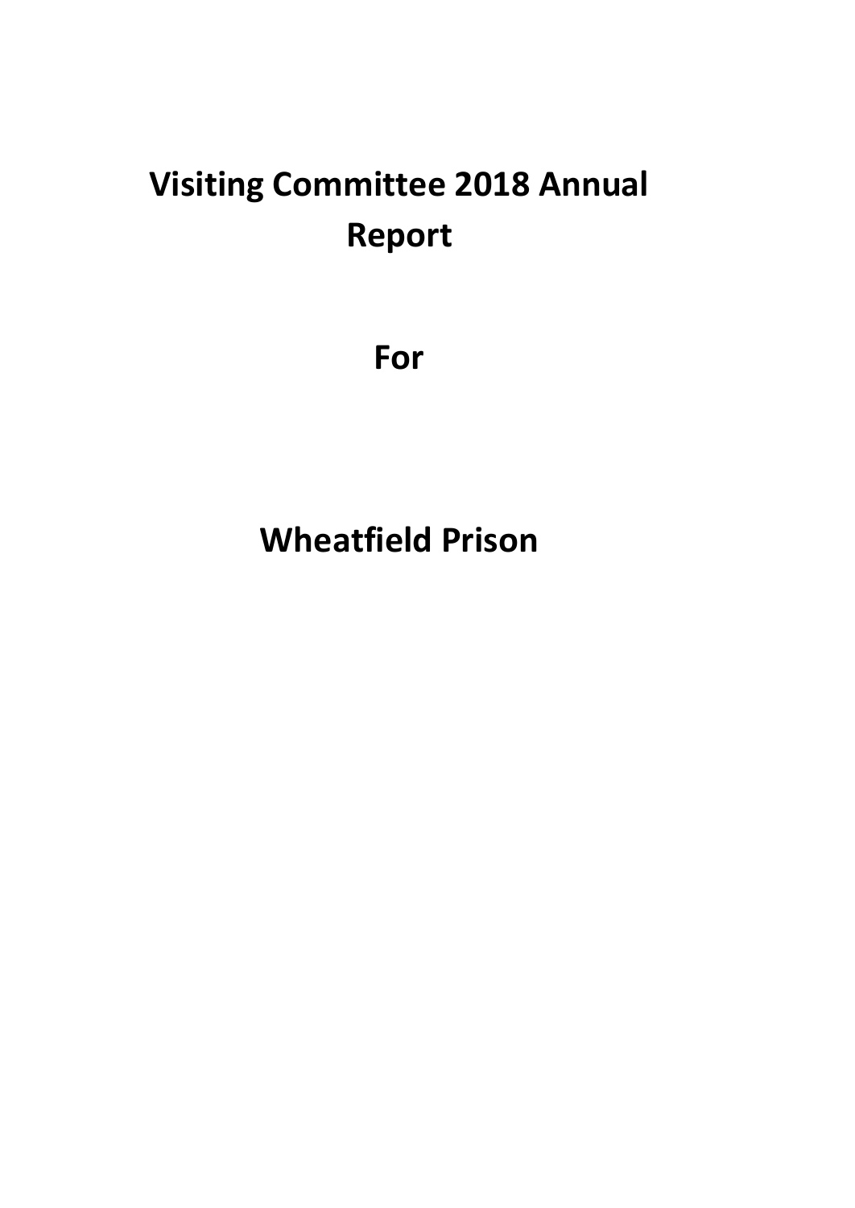# Visiting Committee 2018 Annual Report

# For

# Wheatfield Prison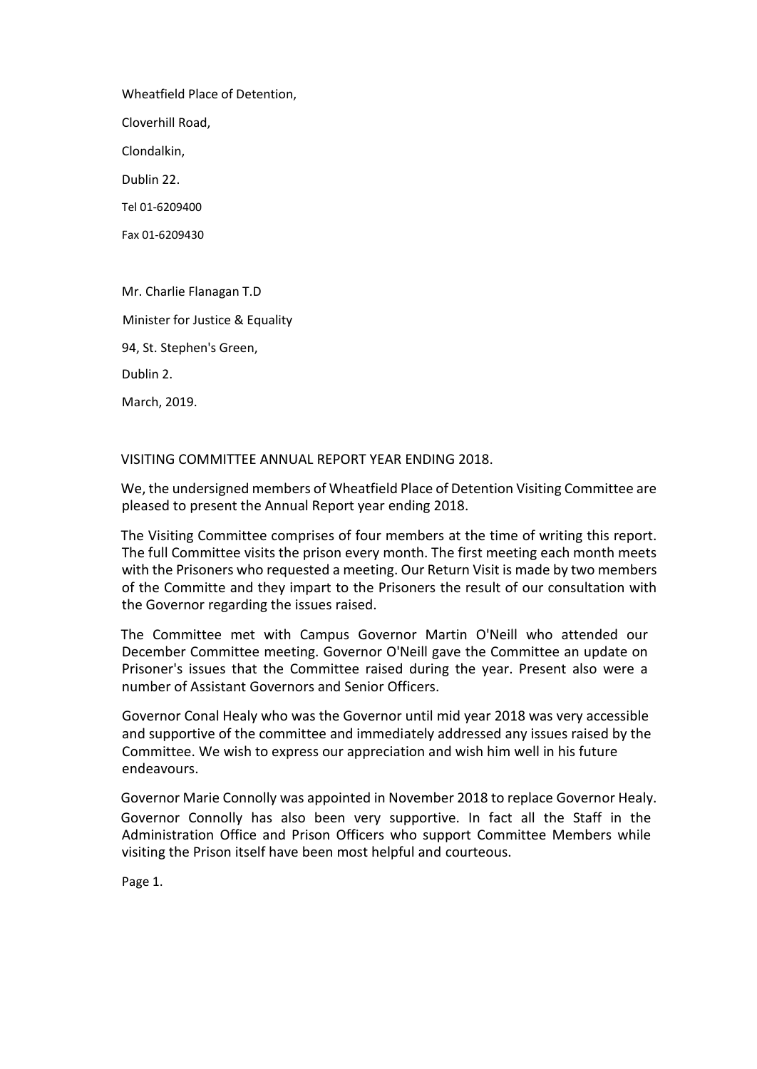Wheatfield Place of Detention,

Cloverhill Road,

Clondalkin,

Dublin 22.

Tel 01-6209400

Fax 01-6209430

Mr. Charlie Flanagan T.D

Minister for Justice & Equality

94, St. Stephen's Green,

Dublin 2.

March, 2019.

VISITING COMMITTEE ANNUAL REPORT YEAR ENDING 2018.

We, the undersigned members of Wheatfield Place of Detention Visiting Committee are pleased to present the Annual Report year ending 2018.

The Visiting Committee comprises of four members at the time of writing this report. The full Committee visits the prison every month. The first meeting each month meets with the Prisoners who requested a meeting. Our Return Visit is made by two members of the Committe and they impart to the Prisoners the result of our consultation with the Governor regarding the issues raised.

The Committee met with Campus Governor Martin O'Neill who attended our December Committee meeting. Governor O'Neill gave the Committee an update on Prisoner's issues that the Committee raised during the year. Present also were a number of Assistant Governors and Senior Officers.

Governor Conal Healy who was the Governor until mid year 2018 was very accessible and supportive of the committee and immediately addressed any issues raised by the Committee. We wish to express our appreciation and wish him well in his future endeavours.

Governor Marie Connolly was appointed in November 2018 to replace Governor Healy. Governor Connolly has also been very supportive. In fact all the Staff in the Administration Office and Prison Officers who support Committee Members while visiting the Prison itself have been most helpful and courteous.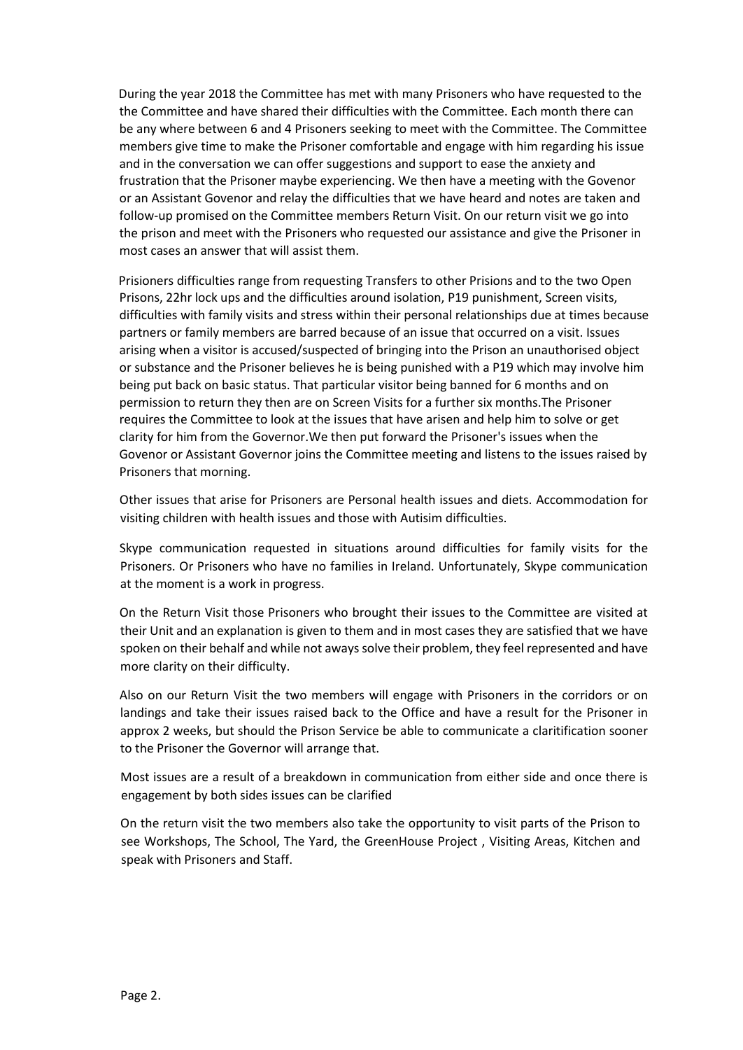During the year 2018 the Committee has met with many Prisoners who have requested to the the Committee and have shared their difficulties with the Committee. Each month there can be any where between 6 and 4 Prisoners seeking to meet with the Committee. The Committee members give time to make the Prisoner comfortable and engage with him regarding his issue and in the conversation we can offer suggestions and support to ease the anxiety and frustration that the Prisoner maybe experiencing. We then have a meeting with the Govenor or an Assistant Govenor and relay the difficulties that we have heard and notes are taken and follow-up promised on the Committee members Return Visit. On our return visit we go into the prison and meet with the Prisoners who requested our assistance and give the Prisoner in most cases an answer that will assist them.

Prisioners difficulties range from requesting Transfers to other Prisions and to the two Open Prisons, 22hr lock ups and the difficulties around isolation, P19 punishment, Screen visits, difficulties with family visits and stress within their personal relationships due at times because partners or family members are barred because of an issue that occurred on a visit. Issues arising when a visitor is accused/suspected of bringing into the Prison an unauthorised object or substance and the Prisoner believes he is being punished with a P19 which may involve him being put back on basic status. That particular visitor being banned for 6 months and on permission to return they then are on Screen Visits for a further six months.The Prisoner requires the Committee to look at the issues that have arisen and help him to solve or get clarity for him from the Governor.We then put forward the Prisoner's issues when the Govenor or Assistant Governor joins the Committee meeting and listens to the issues raised by Prisoners that morning.

Other issues that arise for Prisoners are Personal health issues and diets. Accommodation for visiting children with health issues and those with Autisim difficulties.

Skype communication requested in situations around difficulties for family visits for the Prisoners. Or Prisoners who have no families in Ireland. Unfortunately, Skype communication at the moment is a work in progress.

On the Return Visit those Prisoners who brought their issues to the Committee are visited at their Unit and an explanation is given to them and in most cases they are satisfied that we have spoken on their behalf and while not aways solve their problem, they feel represented and have more clarity on their difficulty.

Also on our Return Visit the two members will engage with Prisoners in the corridors or on landings and take their issues raised back to the Office and have a result for the Prisoner in approx 2 weeks, but should the Prison Service be able to communicate a claritification sooner to the Prisoner the Governor will arrange that.

Most issues are a result of a breakdown in communication from either side and once there is engagement by both sides issues can be clarified

On the return visit the two members also take the opportunity to visit parts of the Prison to see Workshops, The School, The Yard, the GreenHouse Project , Visiting Areas, Kitchen and speak with Prisoners and Staff.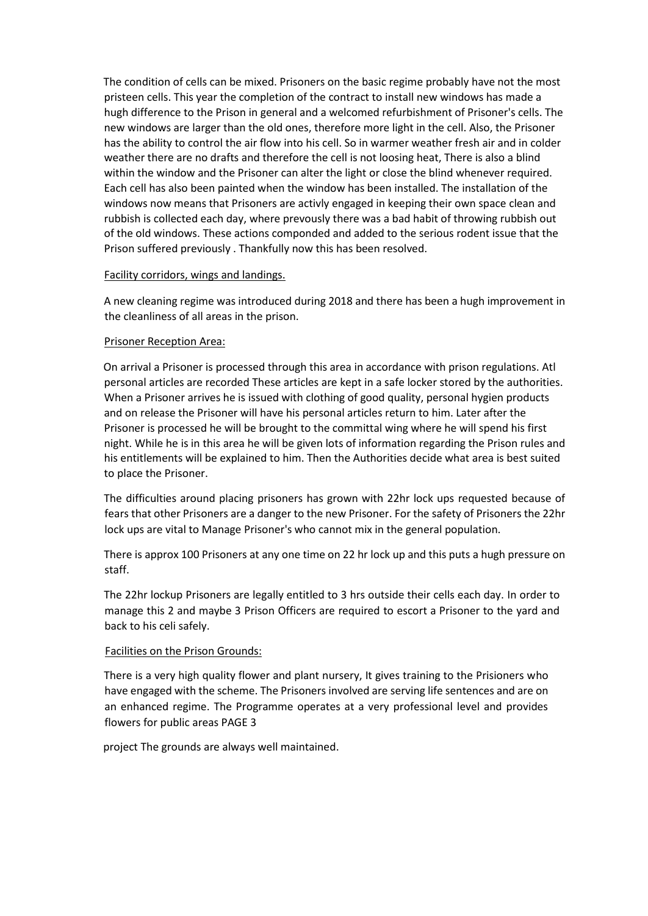The condition of cells can be mixed. Prisoners on the basic regime probably have not the most pristeen cells. This year the completion of the contract to install new windows has made a hugh difference to the Prison in general and a welcomed refurbishment of Prisoner's cells. The new windows are larger than the old ones, therefore more light in the cell. Also, the Prisoner has the ability to control the air flow into his cell. So in warmer weather fresh air and in colder weather there are no drafts and therefore the cell is not loosing heat, There is also a blind within the window and the Prisoner can alter the light or close the blind whenever required. Each cell has also been painted when the window has been installed. The installation of the windows now means that Prisoners are activly engaged in keeping their own space clean and rubbish is collected each day, where prevously there was a bad habit of throwing rubbish out of the old windows. These actions componded and added to the serious rodent issue that the Prison suffered previously . Thankfully now this has been resolved.

Facility corridors, wings and landings.

A new cleaning regime was introduced during 2018 and there has been a hugh improvement in the cleanliness of all areas in the prison.

Prisoner Reception Area:

On arrival a Prisoner is processed through this area in accordance with prison regulations. Atl personal articles are recorded These articles are kept in a safe locker stored by the authorities. When a Prisoner arrives he is issued with clothing of good quality, personal hygien products and on release the Prisoner will have his personal articles return to him. Later after the Prisoner is processed he will be brought to the committal wing where he will spend his first night. While he is in this area he will be given lots of information regarding the Prison rules and his entitlements will be explained to him. Then the Authorities decide what area is best suited to place the Prisoner.

The difficulties around placing prisoners has grown with 22hr lock ups requested because of fears that other Prisoners are a danger to the new Prisoner. For the safety of Prisoners the 22hr lock ups are vital to Manage Prisoner's who cannot mix in the general population.

There is approx 100 Prisoners at any one time on 22 hr lock up and this puts a hugh pressure on staff.

The 22hr lockup Prisoners are legally entitled to 3 hrs outside their cells each day. In order to manage this 2 and maybe 3 Prison Officers are required to escort a Prisoner to the yard and back to his celi safely.

Facilities on the Prison Grounds:

There is a very high quality flower and plant nursery, It gives training to the Prisioners who have engaged with the scheme. The Prisoners involved are serving life sentences and are on an enhanced regime. The Programme operates at a very professional level and provides flowers for public areas PAGE 3

project The grounds are always well maintained.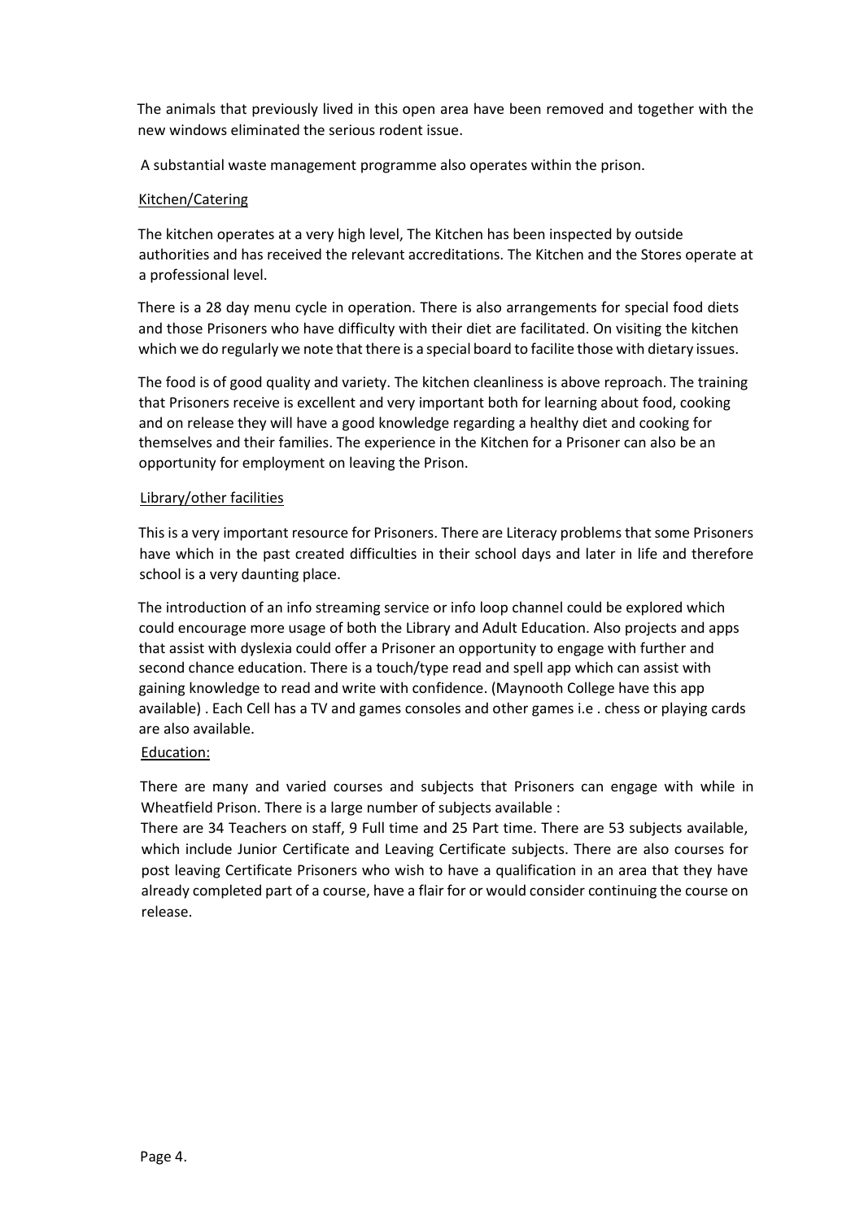The animals that previously lived in this open area have been removed and together with the new windows eliminated the serious rodent issue.

A substantial waste management programme also operates within the prison.

Kitchen/Catering

The kitchen operates at a very high level, The Kitchen has been inspected by outside authorities and has received the relevant accreditations. The Kitchen and the Stores operate at a professional level.

There is a 28 day menu cycle in operation. There is also arrangements for special food diets and those Prisoners who have difficulty with their diet are facilitated. On visiting the kitchen which we do regularly we note that there is a special board to facilite those with dietary issues.

The food is of good quality and variety. The kitchen cleanliness is above reproach. The training that Prisoners receive is excellent and very important both for learning about food, cooking and on release they will have a good knowledge regarding a healthy diet and cooking for themselves and their families. The experience in the Kitchen for a Prisoner can also be an opportunity for employment on leaving the Prison.

Library/other facilities

This is a very important resource for Prisoners. There are Literacy problems that some Prisoners have which in the past created difficulties in their school days and later in life and therefore school is a very daunting place.

The introduction of an info streaming service or info loop channel could be explored which could encourage more usage of both the Library and Adult Education. Also projects and apps that assist with dyslexia could offer a Prisoner an opportunity to engage with further and second chance education. There is a touch/type read and spell app which can assist with gaining knowledge to read and write with confidence. (Maynooth College have this app available) . Each Cell has a TV and games consoles and other games i.e . chess or playing cards are also available.

Education:

There are many and varied courses and subjects that Prisoners can engage with while in Wheatfield Prison. There is a large number of subjects available :

There are 34 Teachers on staff, 9 Full time and 25 Part time. There are 53 subjects available, which include Junior Certificate and Leaving Certificate subjects. There are also courses for post leaving Certificate Prisoners who wish to have a qualification in an area that they have already completed part of a course, have a flair for or would consider continuing the course on release.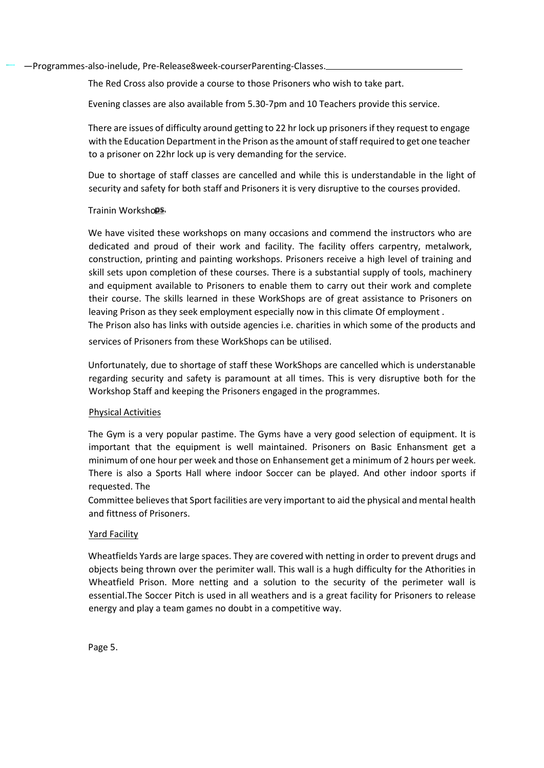—Programmes-also-inelude, Pre-Release8week-courserParenting-Classes.

The Red Cross also provide a course to those Prisoners who wish to take part.

Evening classes are also available from 5.30-7pm and 10 Teachers provide this service.

There are issues of difficulty around getting to 22 hr lock up prisoners if they request to engage with the Education Department in the Prison as the amount of staff required to get one teacher to a prisoner on 22hr lock up is very demanding for the service.

Due to shortage of staff classes are cancelled and while this is understandable in the light of security and safety for both staff and Prisoners it is very disruptive to the courses provided.

Trainin Workshops.

We have visited these workshops on many occasions and commend the instructors who are dedicated and proud of their work and facility. The facility offers carpentry, metalwork, construction, printing and painting workshops. Prisoners receive a high level of training and skill sets upon completion of these courses. There is a substantial supply of tools, machinery and equipment available to Prisoners to enable them to carry out their work and complete their course. The skills learned in these WorkShops are of great assistance to Prisoners on leaving Prison as they seek employment especially now in this climate Of employment .
The Prison also has links with outside agencies i.e. charities in which some of the products and services of Prisoners from these WorkShops can be utilised.

Unfortunately, due to shortage of staff these WorkShops are cancelled which is understanable regarding security and safety is paramount at all times. This is very disruptive both for the Workshop Staff and keeping the Prisoners engaged in the programmes.

Physical Activities

The Gym is a very popular pastime. The Gyms have a very good selection of equipment. It is important that the equipment is well maintained. Prisoners on Basic Enhansment get a minimum of one hour per week and those on Enhansement get a minimum of 2 hours per week. There is also a Sports Hall where indoor Soccer can be played. And other indoor sports if requested. The
Committee believes that Sport facilities are very important to aid the physical and mental health and fittness of Prisoners.

Yard Facility

Wheatfields Yards are large spaces. They are covered with netting in order to prevent drugs and objects being thrown over the perimiter wall. This wall is a hugh difficulty for the Athorities in Wheatfield Prison. More netting and a solution to the security of the perimeter wall is essential.The Soccer Pitch is used in all weathers and is a great facility for Prisoners to release energy and play a team games no doubt in a competitive way.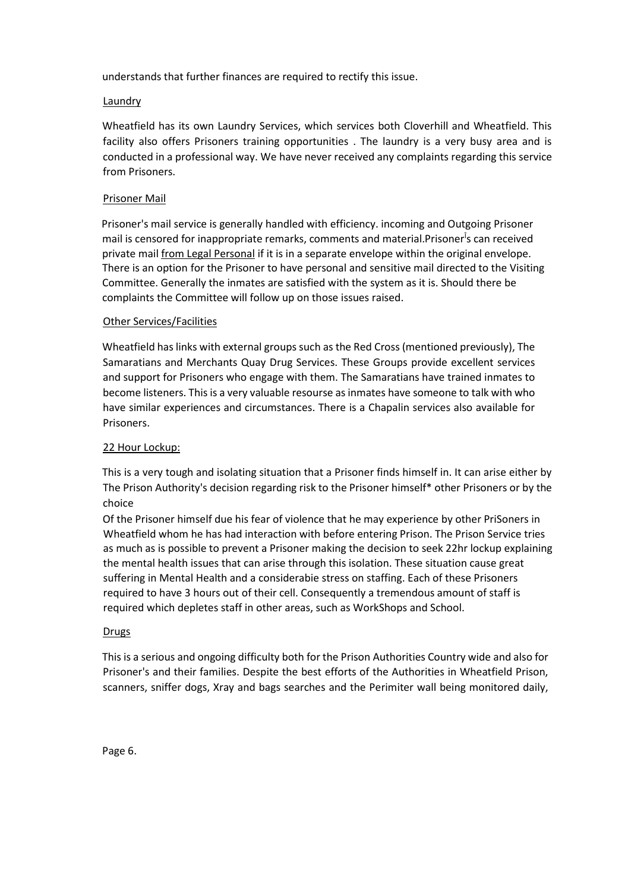understands that further finances are required to rectify this issue.

Laundry

Wheatfield has its own Laundry Services, which services both Cloverhill and Wheatfield. This facility also offers Prisoners training opportunities . The laundry is a very busy area and is conducted in a professional way. We have never received any complaints regarding this service from Prisoners.

Prisoner Mail

Prisoner's mail service is generally handled with efficiency. incoming and Outgoing Prisoner mail is censored for inappropriate remarks, comments and material.Prisoner's can received private mail from Legal Personal if it is in a separate envelope within the original envelope. There is an option for the Prisoner to have personal and sensitive mail directed to the Visiting Committee. Generally the inmates are satisfied with the system as it is. Should there be complaints the Committee will follow up on those issues raised.

Other Services/Facilities

Wheatfield has links with external groups such as the Red Cross (mentioned previously), The Samaratians and Merchants Quay Drug Services. These Groups provide excellent services and support for Prisoners who engage with them. The Samaratians have trained inmates to become listeners. This is a very valuable resourse as inmates have someone to talk with who have similar experiences and circumstances. There is a Chapalin services also available for Prisoners.

22 Hour Lockup:

This is a very tough and isolating situation that a Prisoner finds himself in. It can arise either by The Prison Authority's decision regarding risk to the Prisoner himself* other Prisoners or by the choice

Of the Prisoner himself due his fear of violence that he may experience by other PriSoners in Wheatfield whom he has had interaction with before entering Prison. The Prison Service tries as much as is possible to prevent a Prisoner making the decision to seek 22hr lockup explaining the mental health issues that can arise through this isolation. These situation cause great suffering in Mental Health and a considerabie stress on staffing. Each of these Prisoners required to have 3 hours out of their cell. Consequently a tremendous amount of staff is required which depletes staff in other areas, such as WorkShops and School.

Drugs

This is a serious and ongoing difficulty both for the Prison Authorities Country wide and also for Prisoner's and their families. Despite the best efforts of the Authorities in Wheatfield Prison, scanners, sniffer dogs, Xray and bags searches and the Perimiter wall being monitored daily,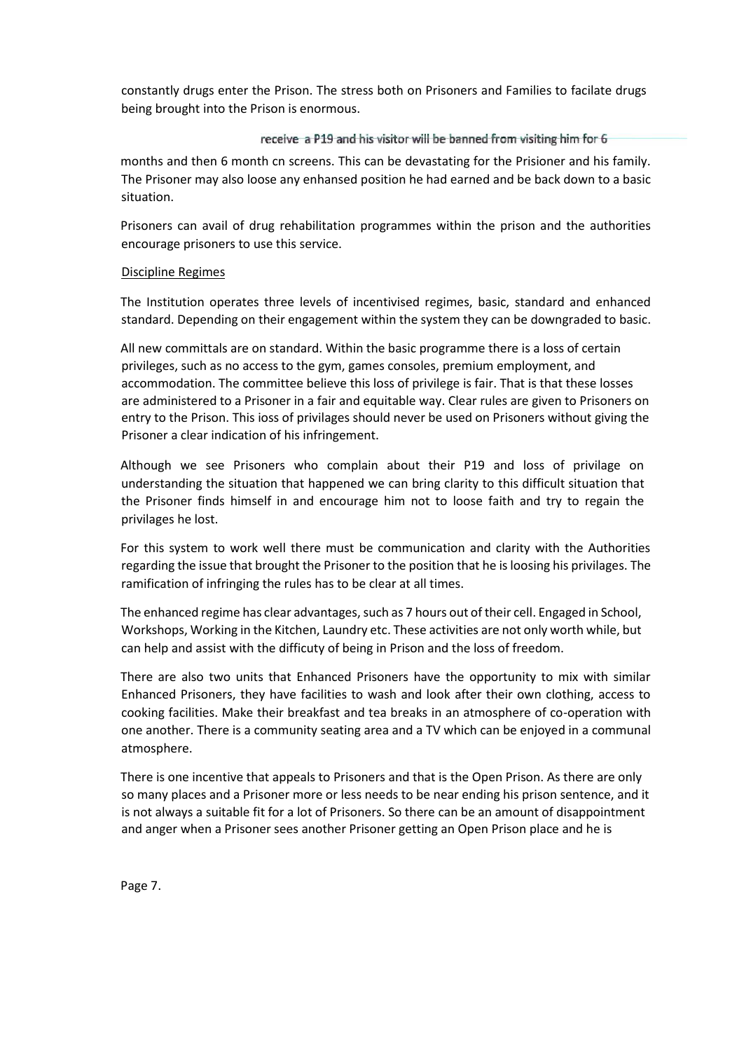constantly drugs enter the Prison. The stress both on Prisoners and Families to facilate drugs being brought into the Prison is enormous.

receive a P19 and his visitor will be banned from visiting him for 6

months and then 6 month cn screens. This can be devastating for the Prisioner and his family. The Prisoner may also loose any enhansed position he had earned and be back down to a basic situation.

Prisoners can avail of drug rehabilitation programmes within the prison and the authorities encourage prisoners to use this service.

Discipline Regimes

The Institution operates three levels of incentivised regimes, basic, standard and enhanced standard. Depending on their engagement within the system they can be downgraded to basic.

All new committals are on standard. Within the basic programme there is a loss of certain privileges, such as no access to the gym, games consoles, premium employment, and accommodation. The committee believe this loss of privilege is fair. That is that these losses are administered to a Prisoner in a fair and equitable way. Clear rules are given to Prisoners on entry to the Prison. This ioss of privilages should never be used on Prisoners without giving the Prisoner a clear indication of his infringement.

Although we see Prisoners who complain about their P19 and loss of privilage on understanding the situation that happened we can bring clarity to this difficult situation that the Prisoner finds himself in and encourage him not to loose faith and try to regain the privilages he lost.

For this system to work well there must be communication and clarity with the Authorities regarding the issue that brought the Prisoner to the position that he is loosing his privilages. The ramification of infringing the rules has to be clear at all times.

The enhanced regime has clear advantages, such as 7 hours out of their cell. Engaged in School, Workshops, Working in the Kitchen, Laundry etc. These activities are not only worth while, but can help and assist with the difficuty of being in Prison and the loss of freedom.

There are also two units that Enhanced Prisoners have the opportunity to mix with similar Enhanced Prisoners, they have facilities to wash and look after their own clothing, access to cooking facilities. Make their breakfast and tea breaks in an atmosphere of co-operation with one another. There is a community seating area and a TV which can be enjoyed in a communal atmosphere.

There is one incentive that appeals to Prisoners and that is the Open Prison. As there are only so many places and a Prisoner more or less needs to be near ending his prison sentence, and it is not always a suitable fit for a lot of Prisoners. So there can be an amount of disappointment and anger when a Prisoner sees another Prisoner getting an Open Prison place and he is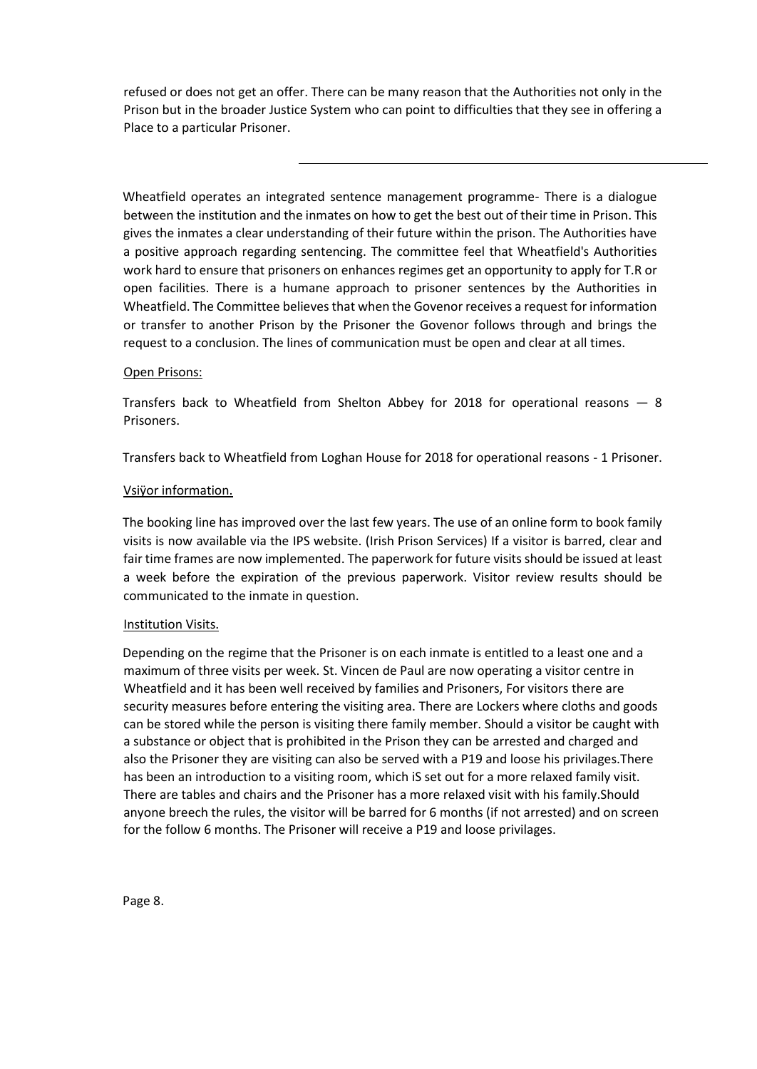refused or does not get an offer. There can be many reason that the Authorities not only in the Prison but in the broader Justice System who can point to difficulties that they see in offering a Place to a particular Prisoner.

---

Wheatfield operates an integrated sentence management programme- There is a dialogue between the institution and the inmates on how to get the best out of their time in Prison. This gives the inmates a clear understanding of their future within the prison. The Authorities have a positive approach regarding sentencing. The committee feel that Wheatfield's Authorities work hard to ensure that prisoners on enhances regimes get an opportunity to apply for T.R or open facilities. There is a humane approach to prisoner sentences by the Authorities in Wheatfield. The Committee believes that when the Govenor receives a request for information or transfer to another Prison by the Prisoner the Govenor follows through and brings the request to a conclusion. The lines of communication must be open and clear at all times.

Open Prisons:

Transfers back to Wheatfield from Shelton Abbey for 2018 for operational reasons — 8 Prisoners.

Transfers back to Wheatfield from Loghan House for 2018 for operational reasons - 1 Prisoner.

Vsiÿor information.

The booking line has improved over the last few years. The use of an online form to book family visits is now available via the IPS website. (Irish Prison Services) If a visitor is barred, clear and fair time frames are now implemented. The paperwork for future visits should be issued at least a week before the expiration of the previous paperwork. Visitor review results should be communicated to the inmate in question.

Institution Visits.

Depending on the regime that the Prisoner is on each inmate is entitled to a least one and a maximum of three visits per week. St. Vincen de Paul are now operating a visitor centre in Wheatfield and it has been well received by families and Prisoners, For visitors there are security measures before entering the visiting area. There are Lockers where cloths and goods can be stored while the person is visiting there family member. Should a visitor be caught with a substance or object that is prohibited in the Prison they can be arrested and charged and also the Prisoner they are visiting can also be served with a P19 and loose his privilages.There has been an introduction to a visiting room, which iS set out for a more relaxed family visit. There are tables and chairs and the Prisoner has a more relaxed visit with his family.Should anyone breech the rules, the visitor will be barred for 6 months (if not arrested) and on screen for the follow 6 months. The Prisoner will receive a P19 and loose privilages.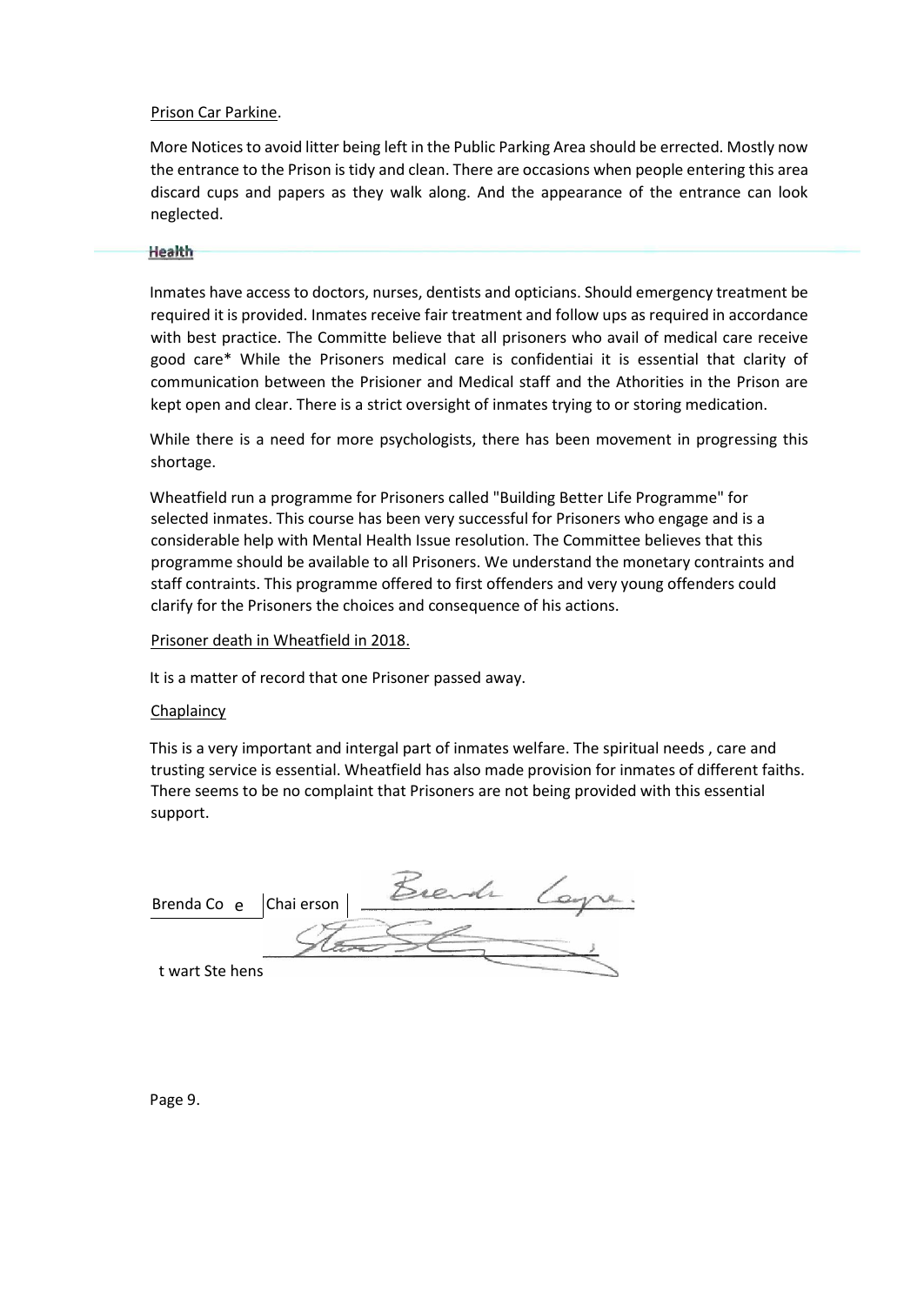Prison Car Parkine.

More Notices to avoid litter being left in the Public Parking Area should be errected. Mostly now the entrance to the Prison is tidy and clean. There are occasions when people entering this area discard cups and papers as they walk along. And the appearance of the entrance can look neglected.

## Health

Inmates have access to doctors, nurses, dentists and opticians. Should emergency treatment be required it is provided. Inmates receive fair treatment and follow ups as required in accordance with best practice. The Committe believe that all prisoners who avail of medical care receive good care* While the Prisoners medical care is confidentiai it is essential that clarity of communication between the Prisioner and Medical staff and the Athorities in the Prison are kept open and clear. There is a strict oversight of inmates trying to or storing medication.

While there is a need for more psychologists, there has been movement in progressing this shortage.

Wheatfield run a programme for Prisoners called "Building Better Life Programme" for selected inmates. This course has been very successful for Prisoners who engage and is a considerable help with Mental Health Issue resolution. The Committee believes that this programme should be available to all Prisoners. We understand the monetary contraints and staff contraints. This programme offered to first offenders and very young offenders could clarify for the Prisoners the choices and consequence of his actions.

Prisoner death in Wheatfield in 2018.

It is a matter of record that one Prisoner passed away.

Chaplaincy

This is a very important and intergal part of inmates welfare. The spiritual needs , care and trusting service is essential. Wheatfield has also made provision for inmates of different faiths. There seems to be no complaint that Prisoners are not being provided with this essential support.

Brenda Co e | Chai erson

t wart Ste hens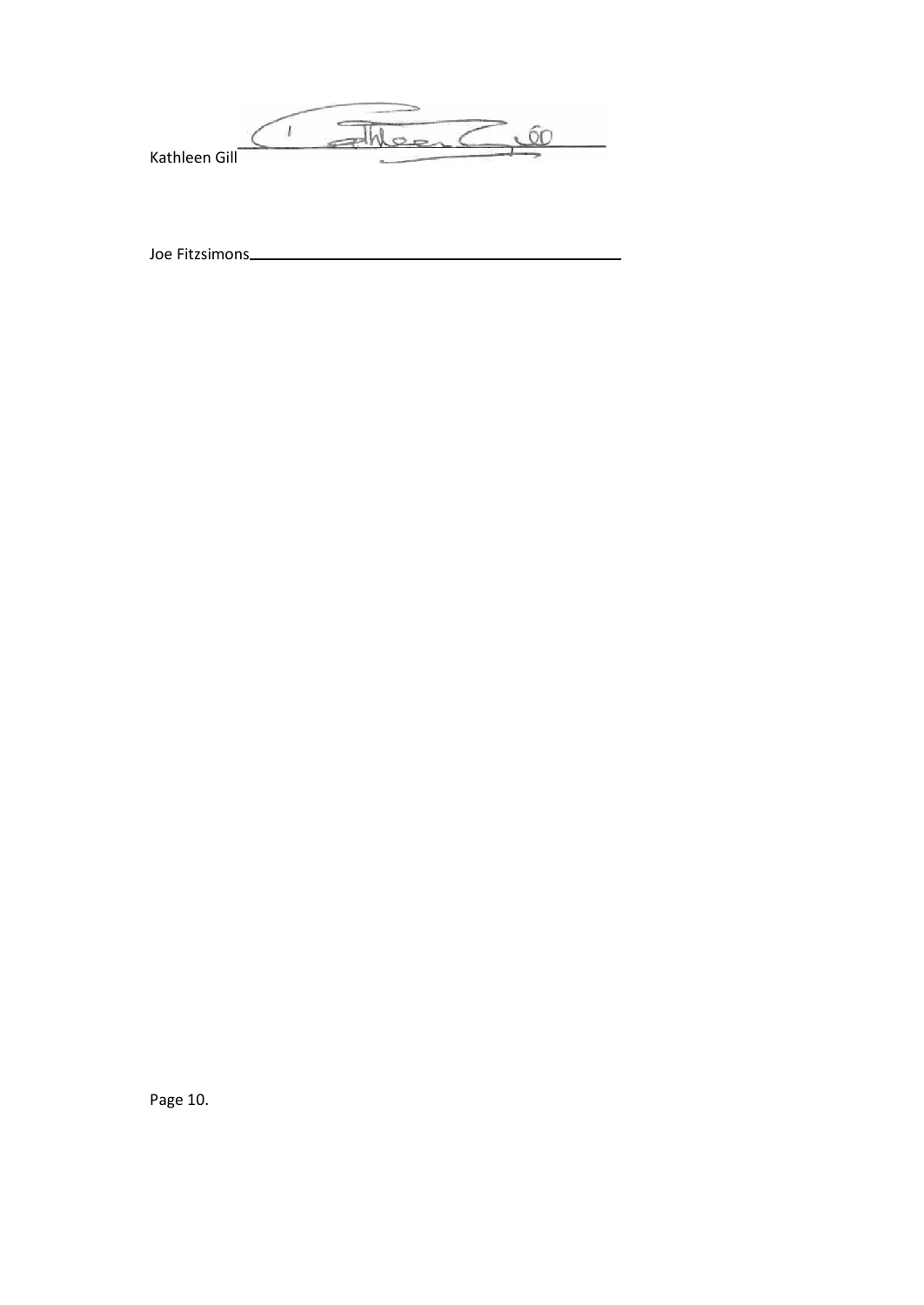Kathleen Gill ____________________

Joe Fitzsimons ____________________